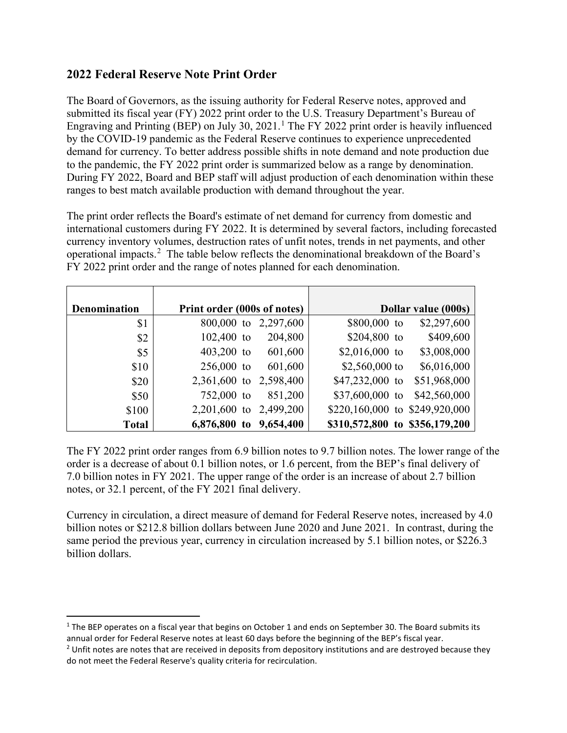## 2022 Federal Reserve Note Print Order

The Board of Governors, as the issuing authority for Federal Reserve notes, approved and submitted its fiscal year (FY) 2022 print order to the U.S. Treasury Department's Bureau of Engraving and Printing (BEP) on July 30, 2021.[1] The FY 2022 print order is heavily influenced by the COVID-19 pandemic as the Federal Reserve continues to experience unprecedented demand for currency. To better address possible shifts in note demand and note production due to the pandemic, the FY 2022 print order is summarized below as a range by denomination. During FY 2022, Board and BEP staff will adjust production of each denomination within these ranges to best match available production with demand throughout the year.

The print order reflects the Board's estimate of net demand for currency from domestic and international customers during FY 2022. It is determined by several factors, including forecasted currency inventory volumes, destruction rates of unfit notes, trends in net payments, and other operational impacts.[2] The table below reflects the denominational breakdown of the Board's FY 2022 print order and the range of notes planned for each denomination.

| Denomination | Print order (000s of notes) | Dollar value (000s) |
|---:|---:|---:|
| $1 | 800,000 to 2,297,600 | $800,000 to $2,297,600 |
| $2 | 102,400 to 204,800 | $204,800 to $409,600 |
| $5 | 403,200 to 601,600 | $2,016,000 to $3,008,000 |
| $10 | 256,000 to 601,600 | $2,560,000 to $6,016,000 |
| $20 | 2,361,600 to 2,598,400 | $47,232,000 to $51,968,000 |
| $50 | 752,000 to 851,200 | $37,600,000 to $42,560,000 |
| $100 | 2,201,600 to 2,499,200 | $220,160,000 to $249,920,000 |
| **Total** | **6,876,800 to 9,654,400** | **$310,572,800 to $356,179,200** |

The FY 2022 print order ranges from 6.9 billion notes to 9.7 billion notes. The lower range of the order is a decrease of about 0.1 billion notes, or 1.6 percent, from the BEP's final delivery of 7.0 billion notes in FY 2021. The upper range of the order is an increase of about 2.7 billion notes, or 32.1 percent, of the FY 2021 final delivery.

Currency in circulation, a direct measure of demand for Federal Reserve notes, increased by 4.0 billion notes or $212.8 billion dollars between June 2020 and June 2021. In contrast, during the same period the previous year, currency in circulation increased by 5.1 billion notes, or $226.3 billion dollars.

---

[1] The BEP operates on a fiscal year that begins on October 1 and ends on September 30. The Board submits its annual order for Federal Reserve notes at least 60 days before the beginning of the BEP's fiscal year.

[2] Unfit notes are notes that are received in deposits from depository institutions and are destroyed because they do not meet the Federal Reserve's quality criteria for recirculation.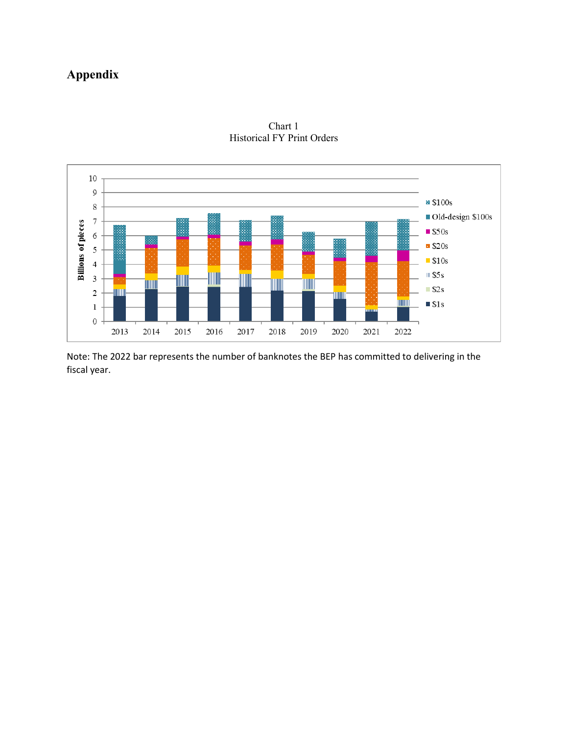# Appendix

Chart 1
Historical FY Print Orders

Billions of pieces

0
1
2
3
4
5
6
7
8
9
10

2013 2014 2015 2016 2017 2018 2019 2020 2021 2022

$100s
Old-design $100s
$50s
$20s
$10s
$5s
$2s
$1s

Note: The 2022 bar represents the number of banknotes the BEP has committed to delivering in the fiscal year.